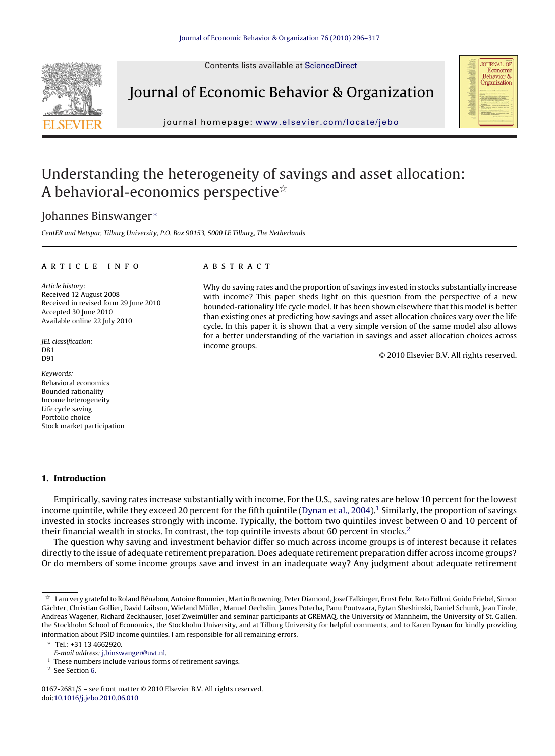Contents lists available at ScienceDirect

# Journal of Economic Behavior & Organization

journal homepage: www.elsevier.com/locate/jebo

# Understanding the heterogeneity of savings and asset allocation: A behavioral-economics perspective☆

Johannes Binswanger*

*CentER and Netspar, Tilburg University, P.O. Box 90153, 5000 LE Tilburg, The Netherlands*

## ARTICLE INFO

*Article history:*
Received 12 August 2008
Received in revised form 29 June 2010
Accepted 30 June 2010
Available online 22 July 2010

*JEL classification:*
D81
D91

*Keywords:*
Behavioral economics
Bounded rationality
Income heterogeneity
Life cycle saving
Portfolio choice
Stock market participation

## ABSTRACT

Why do saving rates and the proportion of savings invested in stocks substantially increase with income? This paper sheds light on this question from the perspective of a new bounded-rationality life cycle model. It has been shown elsewhere that this model is better than existing ones at predicting how savings and asset allocation choices vary over the life cycle. In this paper it is shown that a very simple version of the same model also allows for a better understanding of the variation in savings and asset allocation choices across income groups.

© 2010 Elsevier B.V. All rights reserved.

## 1. Introduction

Empirically, saving rates increase substantially with income. For the U.S., saving rates are below 10 percent for the lowest income quintile, while they exceed 20 percent for the fifth quintile (Dynan et al., 2004).[1] Similarly, the proportion of savings invested in stocks increases strongly with income. Typically, the bottom two quintiles invest between 0 and 10 percent of their financial wealth in stocks. In contrast, the top quintile invests about 60 percent in stocks.[2]

The question why saving and investment behavior differ so much across income groups is of interest because it relates directly to the issue of adequate retirement preparation. Does adequate retirement preparation differ across income groups? Or do members of some income groups save and invest in an inadequate way? Any judgment about adequate retirement

---

☆ I am very grateful to Roland Bénabou, Antoine Bommier, Martin Browning, Peter Diamond, Josef Falkinger, Ernst Fehr, Reto Föllmi, Guido Friebel, Simon Gächter, Christian Gollier, David Laibson, Wieland Müller, Manuel Oechslin, James Poterba, Panu Poutvaara, Eytan Sheshinski, Daniel Schunk, Jean Tirole, Andreas Wagener, Richard Zeckhauser, Josef Zweimüller and seminar participants at GREMAQ, the University of Mannheim, the University of St. Gallen, the Stockholm School of Economics, the Stockholm University, and at Tilburg University for helpful comments, and to Karen Dynan for kindly providing information about PSID income quintiles. I am responsible for all remaining errors.

\* Tel.: +31 13 4662920.
*E-mail address:* j.binswanger@uvt.nl.

[1] These numbers include various forms of retirement savings.

[2] See Section 6.

0167-2681/$ – see front matter © 2010 Elsevier B.V. All rights reserved.
doi:10.1016/j.jebo.2010.06.010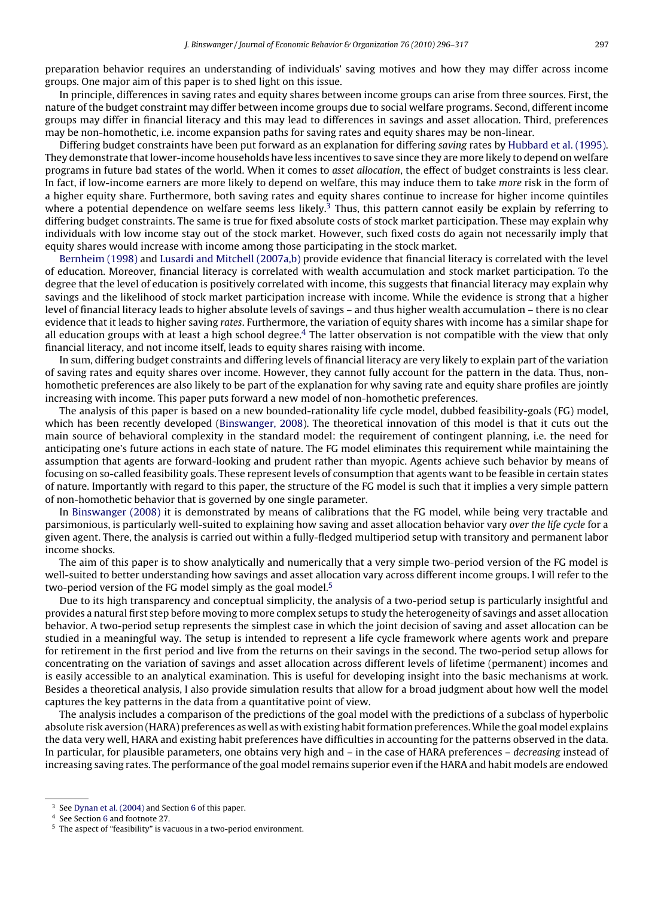preparation behavior requires an understanding of individuals' saving motives and how they may differ across income groups. One major aim of this paper is to shed light on this issue.

In principle, differences in saving rates and equity shares between income groups can arise from three sources. First, the nature of the budget constraint may differ between income groups due to social welfare programs. Second, different income groups may differ in financial literacy and this may lead to differences in savings and asset allocation. Third, preferences may be non-homothetic, i.e. income expansion paths for saving rates and equity shares may be non-linear.

Differing budget constraints have been put forward as an explanation for differing *saving* rates by Hubbard et al. (1995). They demonstrate that lower-income households have less incentives to save since they are more likely to depend on welfare programs in future bad states of the world. When it comes to *asset allocation*, the effect of budget constraints is less clear. In fact, if low-income earners are more likely to depend on welfare, this may induce them to take *more* risk in the form of a higher equity share. Furthermore, both saving rates and equity shares continue to increase for higher income quintiles where a potential dependence on welfare seems less likely.[3] Thus, this pattern cannot easily be explain by referring to differing budget constraints. The same is true for fixed absolute costs of stock market participation. These may explain why individuals with low income stay out of the stock market. However, such fixed costs do again not necessarily imply that equity shares would increase with income among those participating in the stock market.

Bernheim (1998) and Lusardi and Mitchell (2007a,b) provide evidence that financial literacy is correlated with the level of education. Moreover, financial literacy is correlated with wealth accumulation and stock market participation. To the degree that the level of education is positively correlated with income, this suggests that financial literacy may explain why savings and the likelihood of stock market participation increase with income. While the evidence is strong that a higher level of financial literacy leads to higher absolute levels of savings – and thus higher wealth accumulation – there is no clear evidence that it leads to higher saving *rates*. Furthermore, the variation of equity shares with income has a similar shape for all education groups with at least a high school degree.[4] The latter observation is not compatible with the view that only financial literacy, and not income itself, leads to equity shares raising with income.

In sum, differing budget constraints and differing levels of financial literacy are very likely to explain part of the variation of saving rates and equity shares over income. However, they cannot fully account for the pattern in the data. Thus, non-homothetic preferences are also likely to be part of the explanation for why saving rate and equity share profiles are jointly increasing with income. This paper puts forward a new model of non-homothetic preferences.

The analysis of this paper is based on a new bounded-rationality life cycle model, dubbed feasibility-goals (FG) model, which has been recently developed (Binswanger, 2008). The theoretical innovation of this model is that it cuts out the main source of behavioral complexity in the standard model: the requirement of contingent planning, i.e. the need for anticipating one's future actions in each state of nature. The FG model eliminates this requirement while maintaining the assumption that agents are forward-looking and prudent rather than myopic. Agents achieve such behavior by means of focusing on so-called feasibility goals. These represent levels of consumption that agents want to be feasible in certain states of nature. Importantly with regard to this paper, the structure of the FG model is such that it implies a very simple pattern of non-homothetic behavior that is governed by one single parameter.

In Binswanger (2008) it is demonstrated by means of calibrations that the FG model, while being very tractable and parsimonious, is particularly well-suited to explaining how saving and asset allocation behavior vary *over the life cycle* for a given agent. There, the analysis is carried out within a fully-fledged multiperiod setup with transitory and permanent labor income shocks.

The aim of this paper is to show analytically and numerically that a very simple two-period version of the FG model is well-suited to better understanding how savings and asset allocation vary across different income groups. I will refer to the two-period version of the FG model simply as the goal model.[5]

Due to its high transparency and conceptual simplicity, the analysis of a two-period setup is particularly insightful and provides a natural first step before moving to more complex setups to study the heterogeneity of savings and asset allocation behavior. A two-period setup represents the simplest case in which the joint decision of saving and asset allocation can be studied in a meaningful way. The setup is intended to represent a life cycle framework where agents work and prepare for retirement in the first period and live from the returns on their savings in the second. The two-period setup allows for concentrating on the variation of savings and asset allocation across different levels of lifetime (permanent) incomes and is easily accessible to an analytical examination. This is useful for developing insight into the basic mechanisms at work. Besides a theoretical analysis, I also provide simulation results that allow for a broad judgment about how well the model captures the key patterns in the data from a quantitative point of view.

The analysis includes a comparison of the predictions of the goal model with the predictions of a subclass of hyperbolic absolute risk aversion (HARA) preferences as well as with existing habit formation preferences. While the goal model explains the data very well, HARA and existing habit preferences have difficulties in accounting for the patterns observed in the data. In particular, for plausible parameters, one obtains very high and – in the case of HARA preferences – *decreasing* instead of increasing saving rates. The performance of the goal model remains superior even if the HARA and habit models are endowed

[3] See Dynan et al. (2004) and Section 6 of this paper.

[4] See Section 6 and footnote 27.

[5] The aspect of "feasibility" is vacuous in a two-period environment.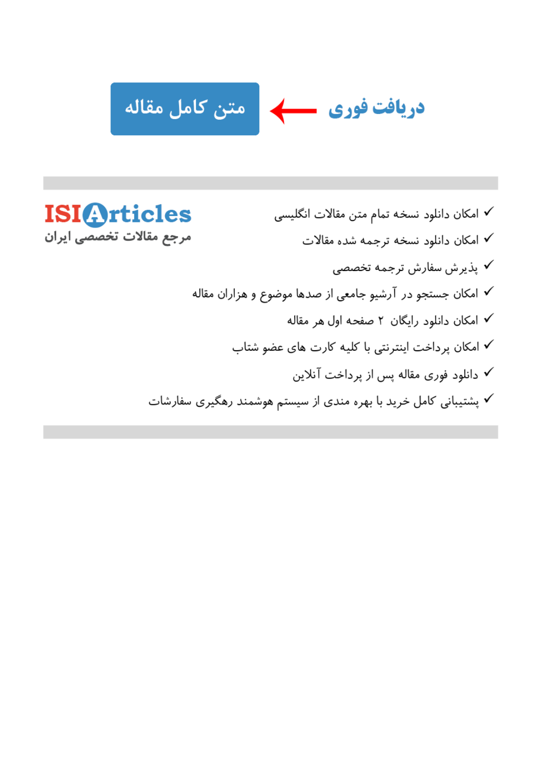دریافت فوری ← متن کامل مقاله

**ISIArticles**
مرجع مقالات تخصصی ایران

- ✓ امکان دانلود نسخه تمام متن مقالات انگلیسی
- ✓ امکان دانلود نسخه ترجمه شده مقالات
- ✓ پذیرش سفارش ترجمه تخصصی
- ✓ امکان جستجو در آرشیو جامعی از صدها موضوع و هزاران مقاله
- ✓ امکان دانلود رایگان ۲ صفحه اول هر مقاله
- ✓ امکان پرداخت اینترنتی با کلیه کارت های عضو شتاب
- ✓ دانلود فوری مقاله پس از پرداخت آنلاین
- ✓ پشتیبانی کامل خرید با بهره مندی از سیستم هوشمند رهگیری سفارشات